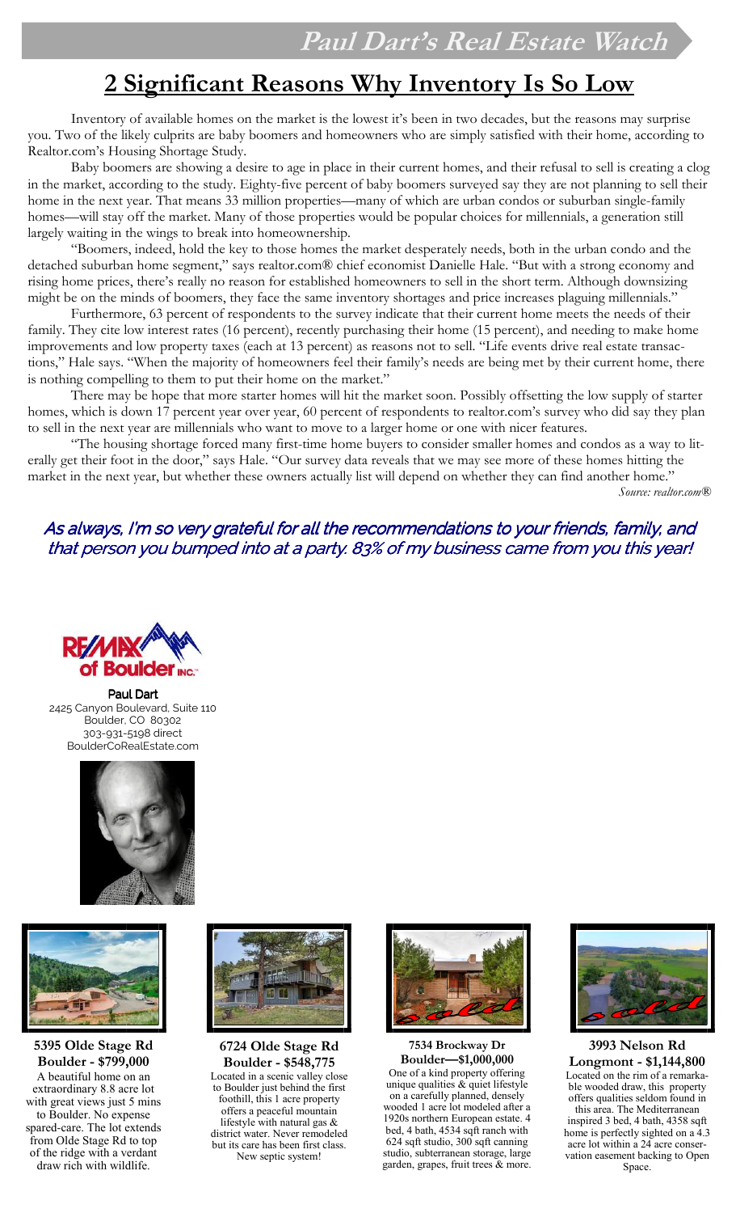# Paul Dart's Real Estate Watch

## 2 Significant Reasons Why Inventory Is So Low

Inventory of available homes on the market is the lowest it's been in two decades, but the reasons may surprise you. Two of the likely culprits are baby boomers and homeowners who are simply satisfied with their home, according to Realtor.com's Housing Shortage Study.

Baby boomers are showing a desire to age in place in their current homes, and their refusal to sell is creating a clog in the market, according to the study. Eighty-five percent of baby boomers surveyed say they are not planning to sell their home in the next year. That means 33 million properties—many of which are urban condos or suburban single-family homes—will stay off the market. Many of those properties would be popular choices for millennials, a generation still largely waiting in the wings to break into homeownership.

"Boomers, indeed, hold the key to those homes the market desperately needs, both in the urban condo and the detached suburban home segment," says realtor.com® chief economist Danielle Hale. "But with a strong economy and rising home prices, there's really no reason for established homeowners to sell in the short term. Although downsizing might be on the minds of boomers, they face the same inventory shortages and price increases plaguing millennials."

Furthermore, 63 percent of respondents to the survey indicate that their current home meets the needs of their family. They cite low interest rates (16 percent), recently purchasing their home (15 percent), and needing to make home improvements and low property taxes (each at 13 percent) as reasons not to sell. "Life events drive real estate transactions," Hale says. "When the majority of homeowners feel their family's needs are being met by their current home, there is nothing compelling to them to put their home on the market."

There may be hope that more starter homes will hit the market soon. Possibly offsetting the low supply of starter homes, which is down 17 percent year over year, 60 percent of respondents to realtor.com's survey who did say they plan to sell in the next year are millennials who want to move to a larger home or one with nicer features.

"The housing shortage forced many first-time home buyers to consider smaller homes and condos as a way to literally get their foot in the door," says Hale. "Our survey data reveals that we may see more of these homes hitting the market in the next year, but whether these owners actually list will depend on whether they can find another home."

*Source: realtor.com®*

*As always, I'm so very grateful for all the recommendations to your friends, family, and that person you bumped into at a party. 83% of my business came from you this year!*

RE/MAX of Boulder Inc.

**Paul Dart**
2425 Canyon Boulevard, Suite 110
Boulder, CO 80302
303-931-5198 direct
BoulderCoRealEstate.com

**5395 Olde Stage Rd**
**Boulder - $799,000**
A beautiful home on an extraordinary 8.8 acre lot with great views just 5 mins to Boulder. No expense spared-care. The lot extends from Olde Stage Rd to top of the ridge with a verdant draw rich with wildlife.

**6724 Olde Stage Rd**
**Boulder - $548,775**
Located in a scenic valley close to Boulder just behind the first foothill, this 1 acre property offers a peaceful mountain lifestyle with natural gas & district water. Never remodeled but its care has been first class. New septic system!

sold

**7534 Brockway Dr**
**Boulder—$1,000,000**
One of a kind property offering unique qualities & quiet lifestyle on a carefully planned, densely wooded 1 acre lot modeled after a 1920s northern European estate. 4 bed, 4 bath, 4534 sqft ranch with 624 sqft studio, 300 sqft canning studio, subterranean storage, large garden, grapes, fruit trees & more.

sold

**3993 Nelson Rd**
**Longmont - $1,144,800**
Located on the rim of a remarkable wooded draw, this property offers qualities seldom found in this area. The Mediterranean inspired 3 bed, 4 bath, 4358 sqft home is perfectly sighted on a 4.3 acre lot within a 24 acre conservation easement backing to Open Space.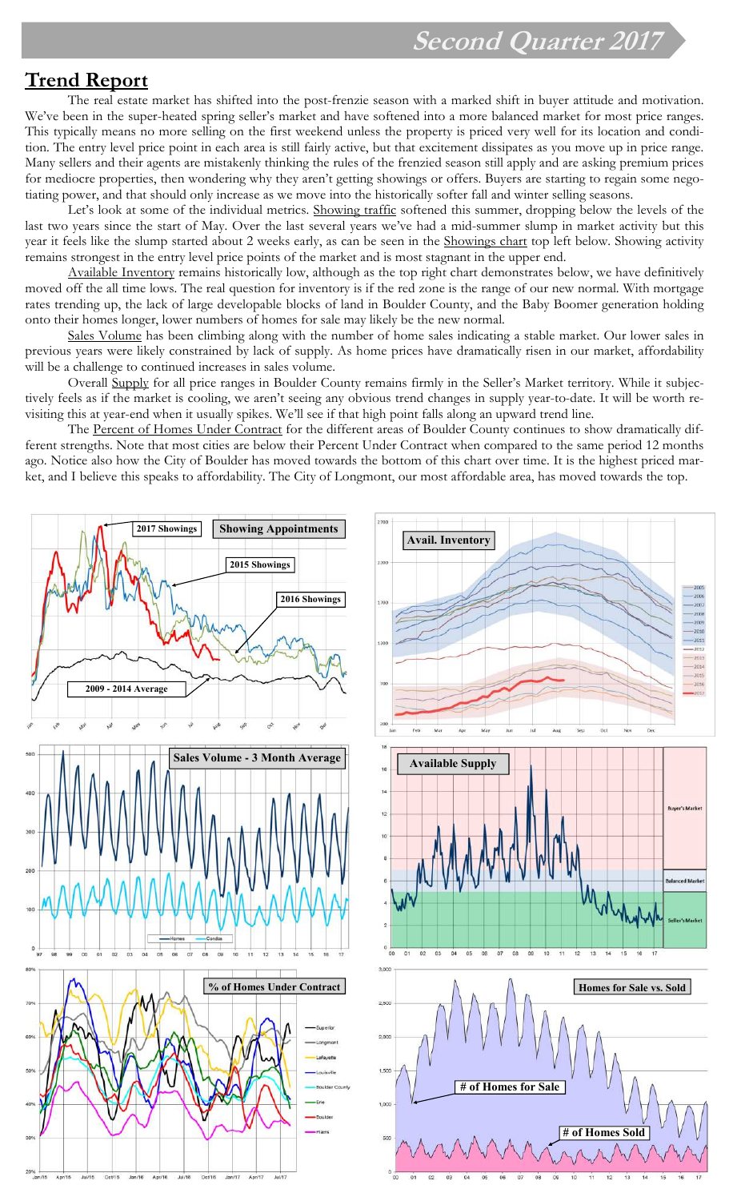## Second Quarter 2017

# Trend Report

The real estate market has shifted into the post-frenzie season with a marked shift in buyer attitude and motivation. We've been in the super-heated spring seller's market and have softened into a more balanced market for most price ranges. This typically means no more selling on the first weekend unless the property is priced very well for its location and condition. The entry level price point in each area is still fairly active, but that excitement dissipates as you move up in price range. Many sellers and their agents are mistakenly thinking the rules of the frenzied season still apply and are asking premium prices for mediocre properties, then wondering why they aren't getting showings or offers. Buyers are starting to regain some negotiating power, and that should only increase as we move into the historically softer fall and winter selling seasons.

Let's look at some of the individual metrics. Showing traffic softened this summer, dropping below the levels of the last two years since the start of May. Over the last several years we've had a mid-summer slump in market activity but this year it feels like the slump started about 2 weeks early, as can be seen in the Showings chart top left below. Showing activity remains strongest in the entry level price points of the market and is most stagnant in the upper end.

Available Inventory remains historically low, although as the top right chart demonstrates below, we have definitively moved off the all time lows. The real question for inventory is if the red zone is the range of our new normal. With mortgage rates trending up, the lack of large developable blocks of land in Boulder County, and the Baby Boomer generation holding onto their homes longer, lower numbers of homes for sale may likely be the new normal.

Sales Volume has been climbing along with the number of home sales indicating a stable market. Our lower sales in previous years were likely constrained by lack of supply. As home prices have dramatically risen in our market, affordability will be a challenge to continued increases in sales volume.

Overall Supply for all price ranges in Boulder County remains firmly in the Seller's Market territory. While it subjectively feels as if the market is cooling, we aren't seeing any obvious trend changes in supply year-to-date. It will be worth revisiting this at year-end when it usually spikes. We'll see if that high point falls along an upward trend line.

The Percent of Homes Under Contract for the different areas of Boulder County continues to show dramatically different strengths. Note that most cities are below their Percent Under Contract when compared to the same period 12 months ago. Notice also how the City of Boulder has moved towards the bottom of this chart over time. It is the highest priced market, and I believe this speaks to affordability. The City of Longmont, our most affordable area, has moved towards the top.

Showing Appointments
2017 Showings
2015 Showings
2016 Showings
2009 - 2014 Average
Jan Feb Mar Apr May Jun Jul Aug Sep Oct Nov Dec

Avail. Inventory
2700
2200
1700
1200
700
200
Jan Feb Mar Apr May Jun Jul Aug Sep Oct Nov Dec
2005 2006 2007 2008 2009 2010 2011 2012 2013 2014 2015 2016 2017

Sales Volume - 3 Month Average
500
400
300
200
100
0
97 98 99 00 01 02 03 04 05 06 07 08 09 10 11 12 13 14 15 16 17
Homes Condos

Available Supply
18
16
14
12
10
8
6
4
2
0
00 01 02 03 04 05 06 07 08 09 10 11 12 13 14 15 16 17
Buyer's Market
Balanced Market
Seller's Market

% of Homes Under Contract
80%
70%
60%
50%
40%
30%
20%
Jan/15 Apr/15 Jul/15 Oct/15 Jan/16 Apr/16 Jul/16 Oct/16 Jan/17 Apr/17 Jul/17
Superior
Longmont
Lafayette
Louisville
Boulder County
Erie
Boulder
Niwot

Homes for Sale vs. Sold
3,000
2,500
2,000
1,500
1,000
500
0
00 01 02 03 04 05 06 07 08 09 10 11 12 13 14 15 16 17
# of Homes for Sale
# of Homes Sold